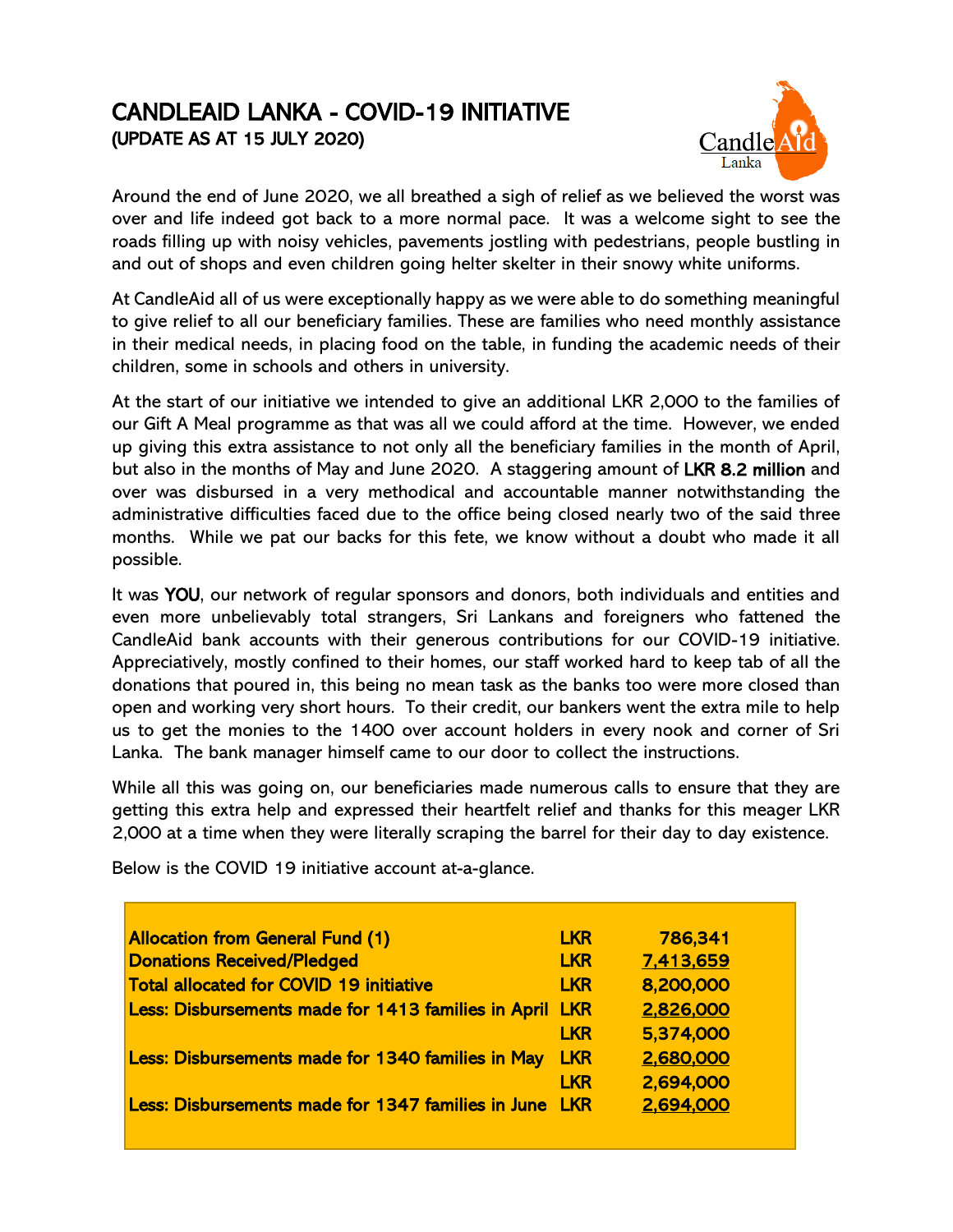# CANDLEAID LANKA - COVID-19 INITIATIVE

## (UPDATE AS AT 15 JULY 2020)

Around the end of June 2020, we all breathed a sigh of relief as we believed the worst was over and life indeed got back to a more normal pace. It was a welcome sight to see the roads filling up with noisy vehicles, pavements jostling with pedestrians, people bustling in and out of shops and even children going helter skelter in their snowy white uniforms.

At CandleAid all of us were exceptionally happy as we were able to do something meaningful to give relief to all our beneficiary families. These are families who need monthly assistance in their medical needs, in placing food on the table, in funding the academic needs of their children, some in schools and others in university.

At the start of our initiative we intended to give an additional LKR 2,000 to the families of our Gift A Meal programme as that was all we could afford at the time. However, we ended up giving this extra assistance to not only all the beneficiary families in the month of April, but also in the months of May and June 2020. A staggering amount of **LKR 8.2 million** and over was disbursed in a very methodical and accountable manner notwithstanding the administrative difficulties faced due to the office being closed nearly two of the said three months. While we pat our backs for this fete, we know without a doubt who made it all possible.

It was **YOU**, our network of regular sponsors and donors, both individuals and entities and even more unbelievably total strangers, Sri Lankans and foreigners who fattened the CandleAid bank accounts with their generous contributions for our COVID-19 initiative. Appreciatively, mostly confined to their homes, our staff worked hard to keep tab of all the donations that poured in, this being no mean task as the banks too were more closed than open and working very short hours. To their credit, our bankers went the extra mile to help us to get the monies to the 1400 over account holders in every nook and corner of Sri Lanka. The bank manager himself came to our door to collect the instructions.

While all this was going on, our beneficiaries made numerous calls to ensure that they are getting this extra help and expressed their heartfelt relief and thanks for this meager LKR 2,000 at a time when they were literally scraping the barrel for their day to day existence.

Below is the COVID 19 initiative account at-a-glance.

| | | |
|---|---|---|
| **Allocation from General Fund (1)** | **LKR** | **786,341** |
| **Donations Received/Pledged** | **LKR** | **7,413,659** |
| **Total allocated for COVID 19 initiative** | **LKR** | **8,200,000** |
| **Less: Disbursements made for 1413 families in April** | **LKR** | **2,826,000** |
| | **LKR** | **5,374,000** |
| **Less: Disbursements made for 1340 families in May** | **LKR** | **2,680,000** |
| | **LKR** | **2,694,000** |
| **Less: Disbursements made for 1347 families in June** | **LKR** | **2,694,000** |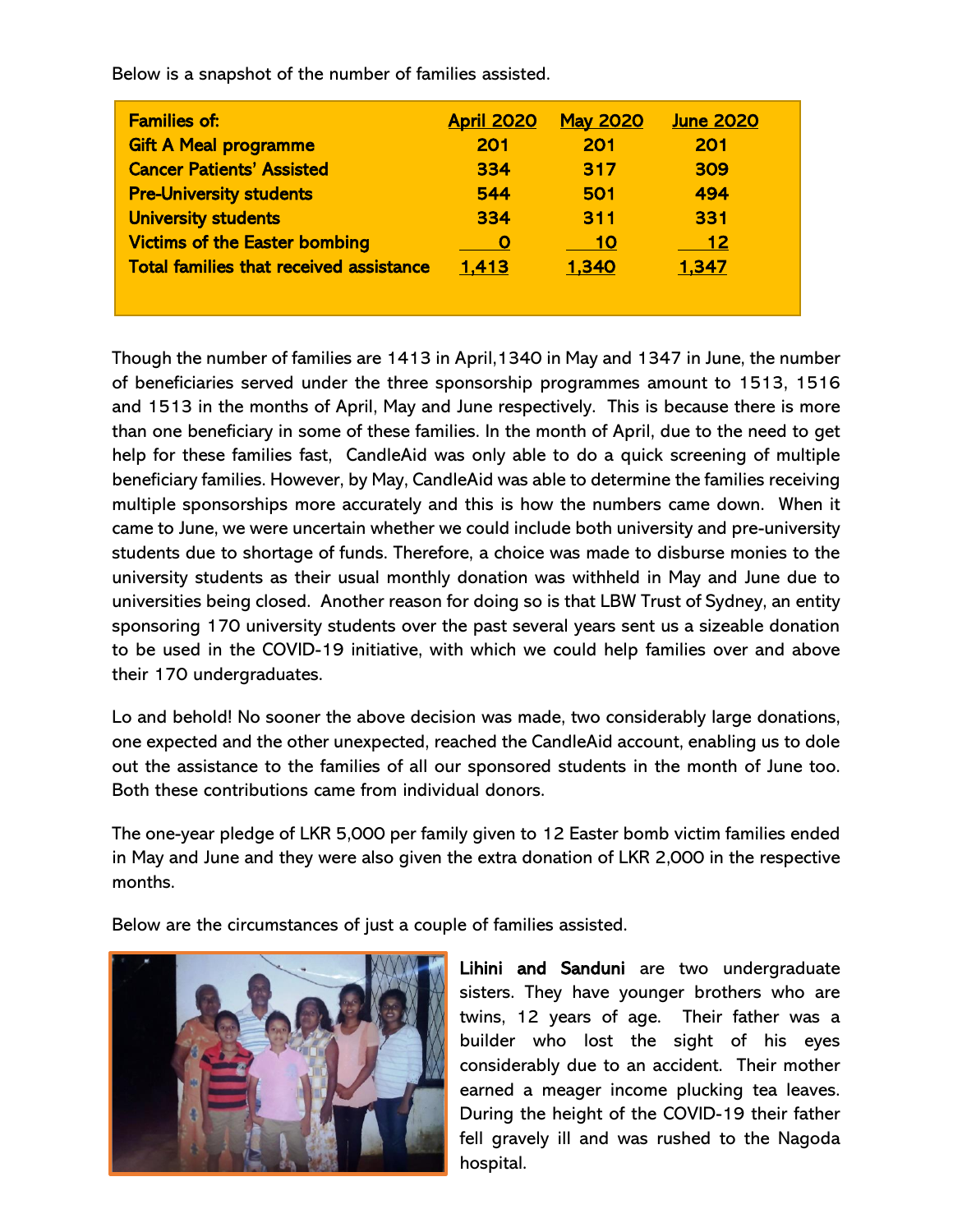Below is a snapshot of the number of families assisted.

| Families of: | April 2020 | May 2020 | June 2020 |
| --- | --- | --- | --- |
| Gift A Meal programme | 201 | 201 | 201 |
| Cancer Patients' Assisted | 334 | 317 | 309 |
| Pre-University students | 544 | 501 | 494 |
| University students | 334 | 311 | 331 |
| Victims of the Easter bombing | 0 | 10 | 12 |
| Total families that received assistance | 1,413 | 1,340 | 1,347 |

Though the number of families are 1413 in April,1340 in May and 1347 in June, the number of beneficiaries served under the three sponsorship programmes amount to 1513, 1516 and 1513 in the months of April, May and June respectively. This is because there is more than one beneficiary in some of these families. In the month of April, due to the need to get help for these families fast, CandleAid was only able to do a quick screening of multiple beneficiary families. However, by May, CandleAid was able to determine the families receiving multiple sponsorships more accurately and this is how the numbers came down. When it came to June, we were uncertain whether we could include both university and pre-university students due to shortage of funds. Therefore, a choice was made to disburse monies to the university students as their usual monthly donation was withheld in May and June due to universities being closed. Another reason for doing so is that LBW Trust of Sydney, an entity sponsoring 170 university students over the past several years sent us a sizeable donation to be used in the COVID-19 initiative, with which we could help families over and above their 170 undergraduates.

Lo and behold! No sooner the above decision was made, two considerably large donations, one expected and the other unexpected, reached the CandleAid account, enabling us to dole out the assistance to the families of all our sponsored students in the month of June too. Both these contributions came from individual donors.

The one-year pledge of LKR 5,000 per family given to 12 Easter bomb victim families ended in May and June and they were also given the extra donation of LKR 2,000 in the respective months.

Below are the circumstances of just a couple of families assisted.

**Lihini and Sanduni** are two undergraduate sisters. They have younger brothers who are twins, 12 years of age. Their father was a builder who lost the sight of his eyes considerably due to an accident. Their mother earned a meager income plucking tea leaves. During the height of the COVID-19 their father fell gravely ill and was rushed to the Nagoda hospital.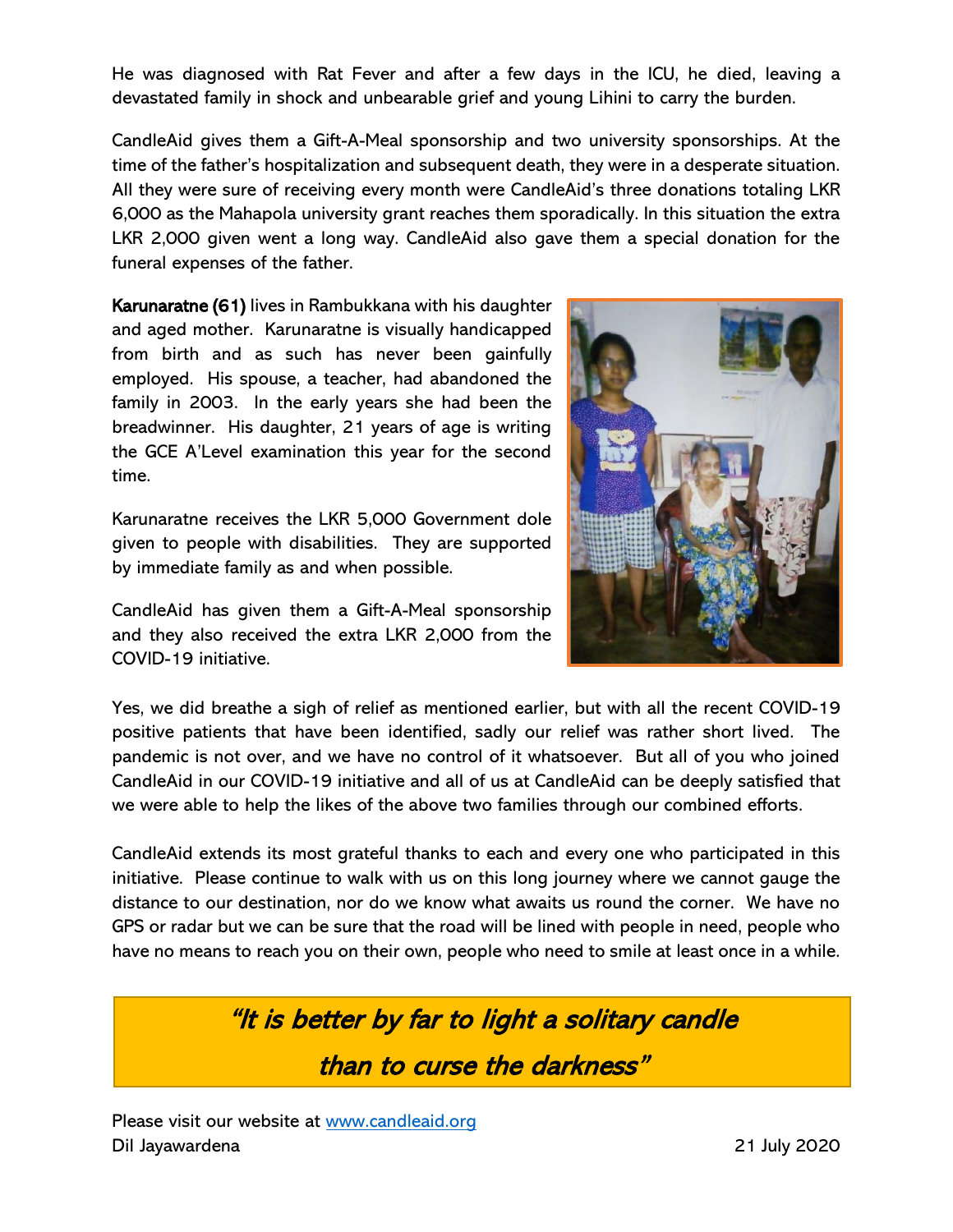He was diagnosed with Rat Fever and after a few days in the ICU, he died, leaving a devastated family in shock and unbearable grief and young Lihini to carry the burden.

CandleAid gives them a Gift-A-Meal sponsorship and two university sponsorships. At the time of the father's hospitalization and subsequent death, they were in a desperate situation. All they were sure of receiving every month were CandleAid's three donations totaling LKR 6,000 as the Mahapola university grant reaches them sporadically. In this situation the extra LKR 2,000 given went a long way. CandleAid also gave them a special donation for the funeral expenses of the father.

**Karunaratne (61)** lives in Rambukkana with his daughter and aged mother. Karunaratne is visually handicapped from birth and as such has never been gainfully employed. His spouse, a teacher, had abandoned the family in 2003. In the early years she had been the breadwinner. His daughter, 21 years of age is writing the GCE A'Level examination this year for the second time.

Karunaratne receives the LKR 5,000 Government dole given to people with disabilities. They are supported by immediate family as and when possible.

CandleAid has given them a Gift-A-Meal sponsorship and they also received the extra LKR 2,000 from the COVID-19 initiative.

Yes, we did breathe a sigh of relief as mentioned earlier, but with all the recent COVID-19 positive patients that have been identified, sadly our relief was rather short lived. The pandemic is not over, and we have no control of it whatsoever. But all of you who joined CandleAid in our COVID-19 initiative and all of us at CandleAid can be deeply satisfied that we were able to help the likes of the above two families through our combined efforts.

CandleAid extends its most grateful thanks to each and every one who participated in this initiative. Please continue to walk with us on this long journey where we cannot gauge the distance to our destination, nor do we know what awaits us round the corner. We have no GPS or radar but we can be sure that the road will be lined with people in need, people who have no means to reach you on their own, people who need to smile at least once in a while.

***"It is better by far to light a solitary candle than to curse the darkness"***

Please visit our website at [www.candleaid.org](www.candleaid.org)

Dil Jayawardena

21 July 2020